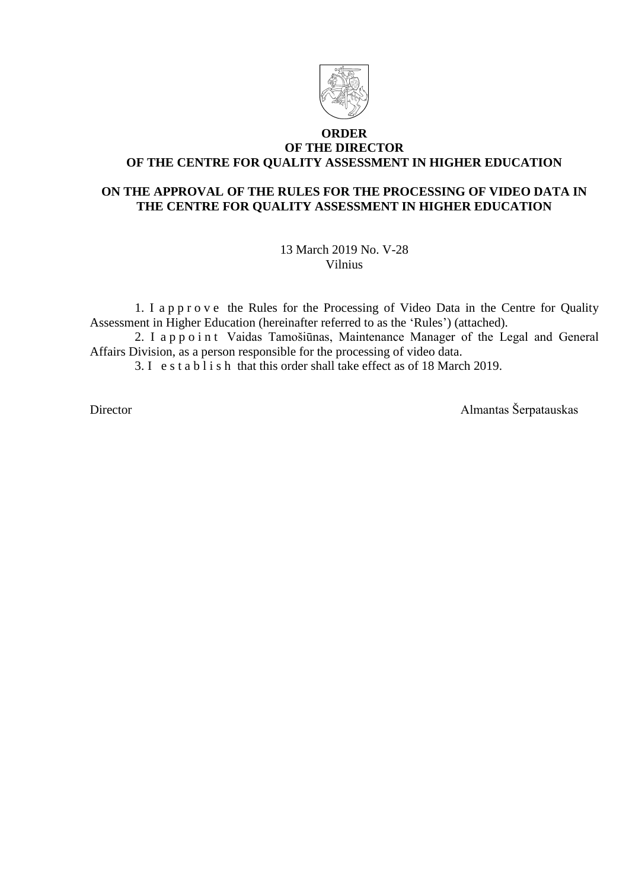**ORDER**
**OF THE DIRECTOR**
**OF THE CENTRE FOR QUALITY ASSESSMENT IN HIGHER EDUCATION**

**ON THE APPROVAL OF THE RULES FOR THE PROCESSING OF VIDEO DATA IN THE CENTRE FOR QUALITY ASSESSMENT IN HIGHER EDUCATION**

13 March 2019 No. V-28
Vilnius

1. I a p p r o v e the Rules for the Processing of Video Data in the Centre for Quality Assessment in Higher Education (hereinafter referred to as the 'Rules') (attached).

2. I a p p o i n t Vaidas Tamošiūnas, Maintenance Manager of the Legal and General Affairs Division, as a person responsible for the processing of video data.

3. I e s t a b l i s h that this order shall take effect as of 18 March 2019.

Director Almantas Šerpatauskas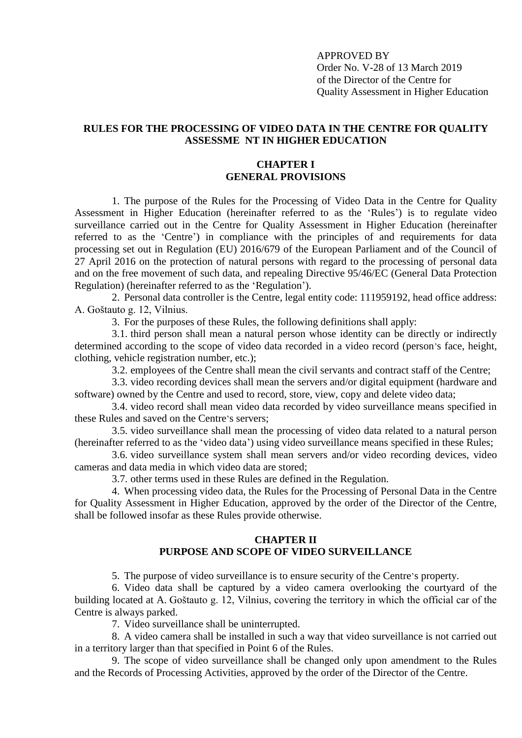APPROVED BY
Order No. V-28 of 13 March 2019
of the Director of the Centre for
Quality Assessment in Higher Education

# RULES FOR THE PROCESSING OF VIDEO DATA IN THE CENTRE FOR QUALITY ASSESSME NT IN HIGHER EDUCATION

## CHAPTER I
## GENERAL PROVISIONS

1. The purpose of the Rules for the Processing of Video Data in the Centre for Quality Assessment in Higher Education (hereinafter referred to as the 'Rules') is to regulate video surveillance carried out in the Centre for Quality Assessment in Higher Education (hereinafter referred to as the 'Centre') in compliance with the principles of and requirements for data processing set out in Regulation (EU) 2016/679 of the European Parliament and of the Council of 27 April 2016 on the protection of natural persons with regard to the processing of personal data and on the free movement of such data, and repealing Directive 95/46/EC (General Data Protection Regulation) (hereinafter referred to as the 'Regulation').

2. Personal data controller is the Centre, legal entity code: 111959192, head office address: A. Goštauto g. 12, Vilnius.

3. For the purposes of these Rules, the following definitions shall apply:

3.1. third person shall mean a natural person whose identity can be directly or indirectly determined according to the scope of video data recorded in a video record (person's face, height, clothing, vehicle registration number, etc.);

3.2. employees of the Centre shall mean the civil servants and contract staff of the Centre;

3.3. video recording devices shall mean the servers and/or digital equipment (hardware and software) owned by the Centre and used to record, store, view, copy and delete video data;

3.4. video record shall mean video data recorded by video surveillance means specified in these Rules and saved on the Centre's servers;

3.5. video surveillance shall mean the processing of video data related to a natural person (hereinafter referred to as the 'video data') using video surveillance means specified in these Rules;

3.6. video surveillance system shall mean servers and/or video recording devices, video cameras and data media in which video data are stored;

3.7. other terms used in these Rules are defined in the Regulation.

4. When processing video data, the Rules for the Processing of Personal Data in the Centre for Quality Assessment in Higher Education, approved by the order of the Director of the Centre, shall be followed insofar as these Rules provide otherwise.

## CHAPTER II
## PURPOSE AND SCOPE OF VIDEO SURVEILLANCE

5. The purpose of video surveillance is to ensure security of the Centre's property.

6. Video data shall be captured by a video camera overlooking the courtyard of the building located at A. Goštauto g. 12, Vilnius, covering the territory in which the official car of the Centre is always parked.

7. Video surveillance shall be uninterrupted.

8. A video camera shall be installed in such a way that video surveillance is not carried out in a territory larger than that specified in Point 6 of the Rules.

9. The scope of video surveillance shall be changed only upon amendment to the Rules and the Records of Processing Activities, approved by the order of the Director of the Centre.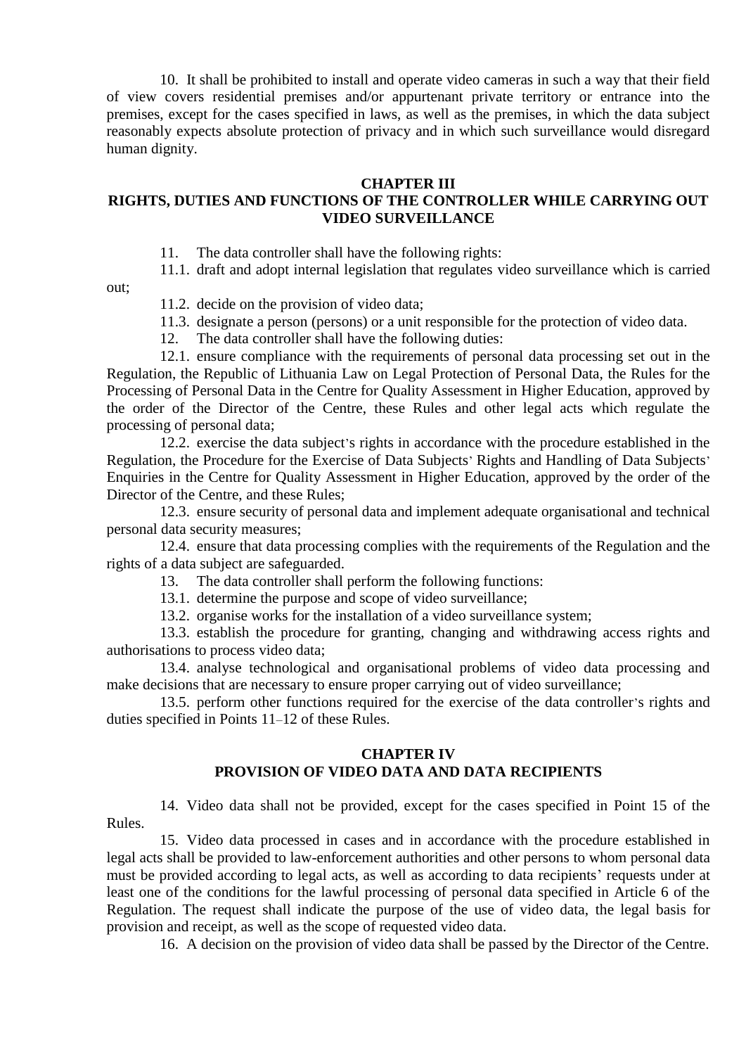10. It shall be prohibited to install and operate video cameras in such a way that their field of view covers residential premises and/or appurtenant private territory or entrance into the premises, except for the cases specified in laws, as well as the premises, in which the data subject reasonably expects absolute protection of privacy and in which such surveillance would disregard human dignity.

## CHAPTER III
## RIGHTS, DUTIES AND FUNCTIONS OF THE CONTROLLER WHILE CARRYING OUT VIDEO SURVEILLANCE

11. The data controller shall have the following rights:

11.1. draft and adopt internal legislation that regulates video surveillance which is carried out;

11.2. decide on the provision of video data;

11.3. designate a person (persons) or a unit responsible for the protection of video data.

12. The data controller shall have the following duties:

12.1. ensure compliance with the requirements of personal data processing set out in the Regulation, the Republic of Lithuania Law on Legal Protection of Personal Data, the Rules for the Processing of Personal Data in the Centre for Quality Assessment in Higher Education, approved by the order of the Director of the Centre, these Rules and other legal acts which regulate the processing of personal data;

12.2. exercise the data subject's rights in accordance with the procedure established in the Regulation, the Procedure for the Exercise of Data Subjects' Rights and Handling of Data Subjects' Enquiries in the Centre for Quality Assessment in Higher Education, approved by the order of the Director of the Centre, and these Rules;

12.3. ensure security of personal data and implement adequate organisational and technical personal data security measures;

12.4. ensure that data processing complies with the requirements of the Regulation and the rights of a data subject are safeguarded.

13. The data controller shall perform the following functions:

13.1. determine the purpose and scope of video surveillance;

13.2. organise works for the installation of a video surveillance system;

13.3. establish the procedure for granting, changing and withdrawing access rights and authorisations to process video data;

13.4. analyse technological and organisational problems of video data processing and make decisions that are necessary to ensure proper carrying out of video surveillance;

13.5. perform other functions required for the exercise of the data controller's rights and duties specified in Points 11–12 of these Rules.

## CHAPTER IV
## PROVISION OF VIDEO DATA AND DATA RECIPIENTS

14. Video data shall not be provided, except for the cases specified in Point 15 of the Rules.

15. Video data processed in cases and in accordance with the procedure established in legal acts shall be provided to law-enforcement authorities and other persons to whom personal data must be provided according to legal acts, as well as according to data recipients' requests under at least one of the conditions for the lawful processing of personal data specified in Article 6 of the Regulation. The request shall indicate the purpose of the use of video data, the legal basis for provision and receipt, as well as the scope of requested video data.

16. A decision on the provision of video data shall be passed by the Director of the Centre.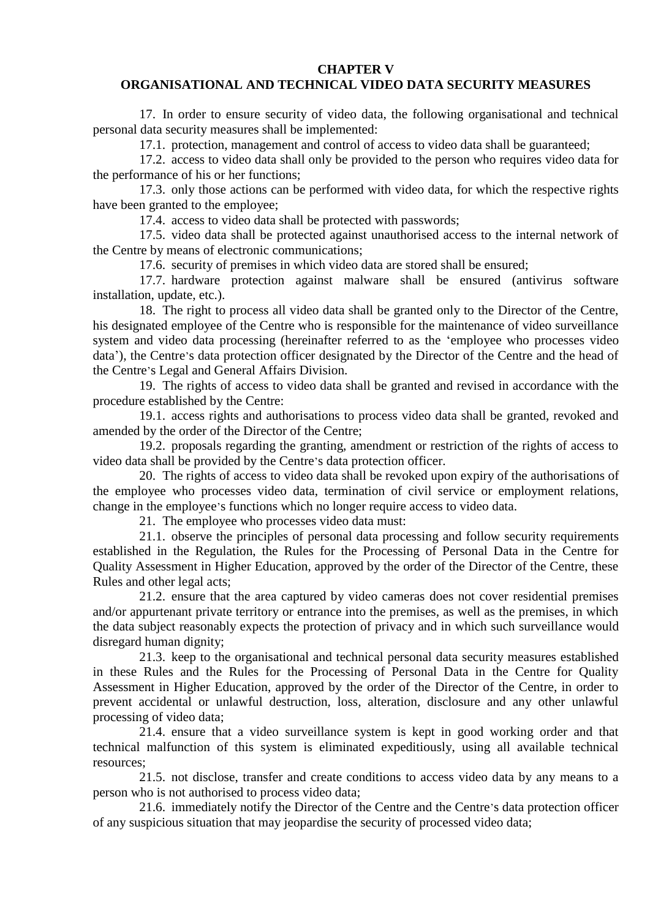## CHAPTER V
## ORGANISATIONAL AND TECHNICAL VIDEO DATA SECURITY MEASURES

17. In order to ensure security of video data, the following organisational and technical personal data security measures shall be implemented:

17.1. protection, management and control of access to video data shall be guaranteed;

17.2. access to video data shall only be provided to the person who requires video data for the performance of his or her functions;

17.3. only those actions can be performed with video data, for which the respective rights have been granted to the employee;

17.4. access to video data shall be protected with passwords;

17.5. video data shall be protected against unauthorised access to the internal network of the Centre by means of electronic communications;

17.6. security of premises in which video data are stored shall be ensured;

17.7. hardware protection against malware shall be ensured (antivirus software installation, update, etc.).

18. The right to process all video data shall be granted only to the Director of the Centre, his designated employee of the Centre who is responsible for the maintenance of video surveillance system and video data processing (hereinafter referred to as the 'employee who processes video data'), the Centre's data protection officer designated by the Director of the Centre and the head of the Centre's Legal and General Affairs Division.

19. The rights of access to video data shall be granted and revised in accordance with the procedure established by the Centre:

19.1. access rights and authorisations to process video data shall be granted, revoked and amended by the order of the Director of the Centre;

19.2. proposals regarding the granting, amendment or restriction of the rights of access to video data shall be provided by the Centre's data protection officer.

20. The rights of access to video data shall be revoked upon expiry of the authorisations of the employee who processes video data, termination of civil service or employment relations, change in the employee's functions which no longer require access to video data.

21. The employee who processes video data must:

21.1. observe the principles of personal data processing and follow security requirements established in the Regulation, the Rules for the Processing of Personal Data in the Centre for Quality Assessment in Higher Education, approved by the order of the Director of the Centre, these Rules and other legal acts;

21.2. ensure that the area captured by video cameras does not cover residential premises and/or appurtenant private territory or entrance into the premises, as well as the premises, in which the data subject reasonably expects the protection of privacy and in which such surveillance would disregard human dignity;

21.3. keep to the organisational and technical personal data security measures established in these Rules and the Rules for the Processing of Personal Data in the Centre for Quality Assessment in Higher Education, approved by the order of the Director of the Centre, in order to prevent accidental or unlawful destruction, loss, alteration, disclosure and any other unlawful processing of video data;

21.4. ensure that a video surveillance system is kept in good working order and that technical malfunction of this system is eliminated expeditiously, using all available technical resources;

21.5. not disclose, transfer and create conditions to access video data by any means to a person who is not authorised to process video data;

21.6. immediately notify the Director of the Centre and the Centre's data protection officer of any suspicious situation that may jeopardise the security of processed video data;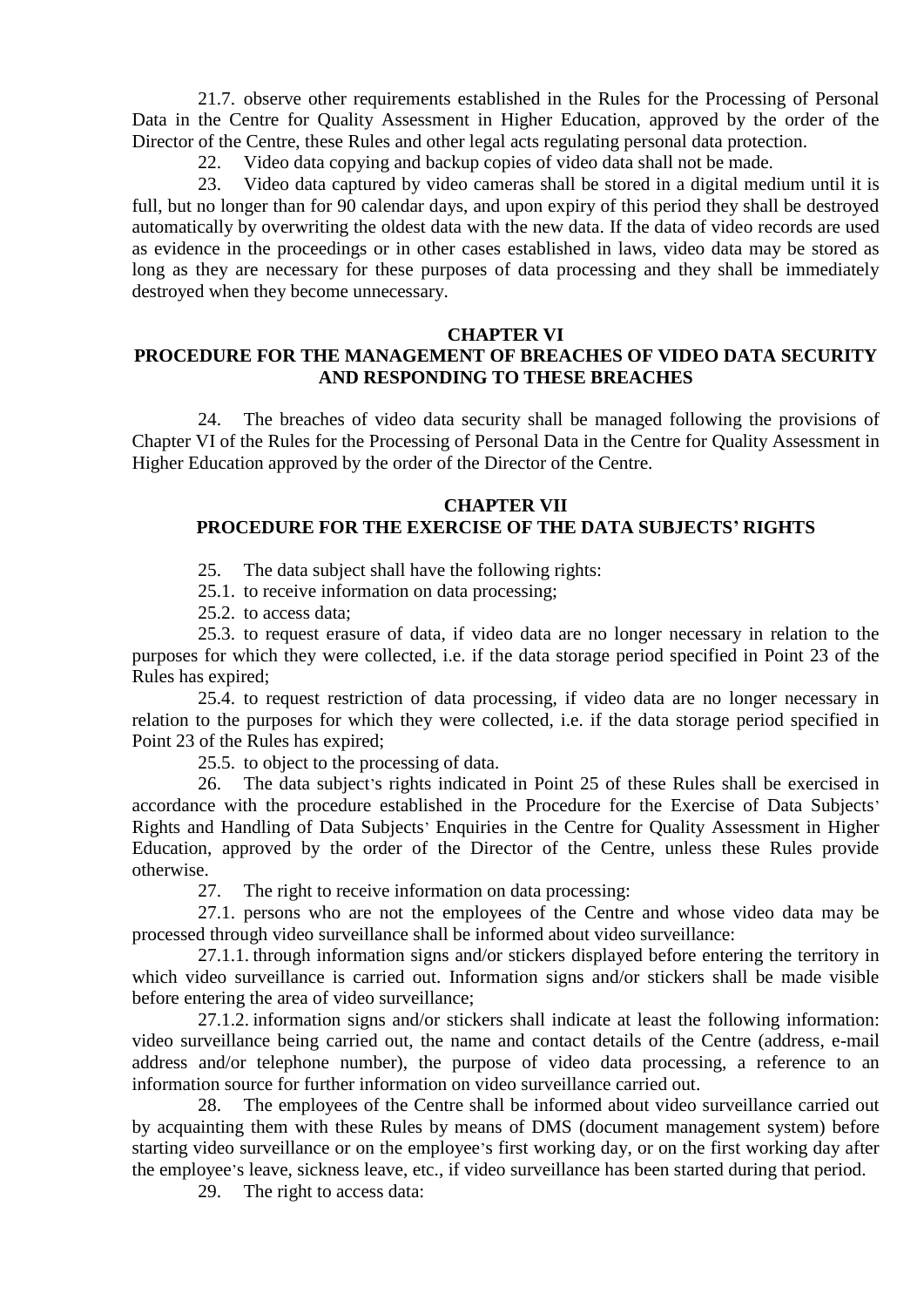21.7. observe other requirements established in the Rules for the Processing of Personal Data in the Centre for Quality Assessment in Higher Education, approved by the order of the Director of the Centre, these Rules and other legal acts regulating personal data protection.

22. Video data copying and backup copies of video data shall not be made.

23. Video data captured by video cameras shall be stored in a digital medium until it is full, but no longer than for 90 calendar days, and upon expiry of this period they shall be destroyed automatically by overwriting the oldest data with the new data. If the data of video records are used as evidence in the proceedings or in other cases established in laws, video data may be stored as long as they are necessary for these purposes of data processing and they shall be immediately destroyed when they become unnecessary.

## CHAPTER VI
## PROCEDURE FOR THE MANAGEMENT OF BREACHES OF VIDEO DATA SECURITY AND RESPONDING TO THESE BREACHES

24. The breaches of video data security shall be managed following the provisions of Chapter VI of the Rules for the Processing of Personal Data in the Centre for Quality Assessment in Higher Education approved by the order of the Director of the Centre.

## CHAPTER VII
## PROCEDURE FOR THE EXERCISE OF THE DATA SUBJECTS' RIGHTS

25. The data subject shall have the following rights:

25.1. to receive information on data processing;

25.2. to access data;

25.3. to request erasure of data, if video data are no longer necessary in relation to the purposes for which they were collected, i.e. if the data storage period specified in Point 23 of the Rules has expired;

25.4. to request restriction of data processing, if video data are no longer necessary in relation to the purposes for which they were collected, i.e. if the data storage period specified in Point 23 of the Rules has expired;

25.5. to object to the processing of data.

26. The data subject's rights indicated in Point 25 of these Rules shall be exercised in accordance with the procedure established in the Procedure for the Exercise of Data Subjects' Rights and Handling of Data Subjects' Enquiries in the Centre for Quality Assessment in Higher Education, approved by the order of the Director of the Centre, unless these Rules provide otherwise.

27. The right to receive information on data processing:

27.1. persons who are not the employees of the Centre and whose video data may be processed through video surveillance shall be informed about video surveillance:

27.1.1. through information signs and/or stickers displayed before entering the territory in which video surveillance is carried out. Information signs and/or stickers shall be made visible before entering the area of video surveillance;

27.1.2. information signs and/or stickers shall indicate at least the following information: video surveillance being carried out, the name and contact details of the Centre (address, e-mail address and/or telephone number), the purpose of video data processing, a reference to an information source for further information on video surveillance carried out.

28. The employees of the Centre shall be informed about video surveillance carried out by acquainting them with these Rules by means of DMS (document management system) before starting video surveillance or on the employee's first working day, or on the first working day after the employee's leave, sickness leave, etc., if video surveillance has been started during that period.

29. The right to access data: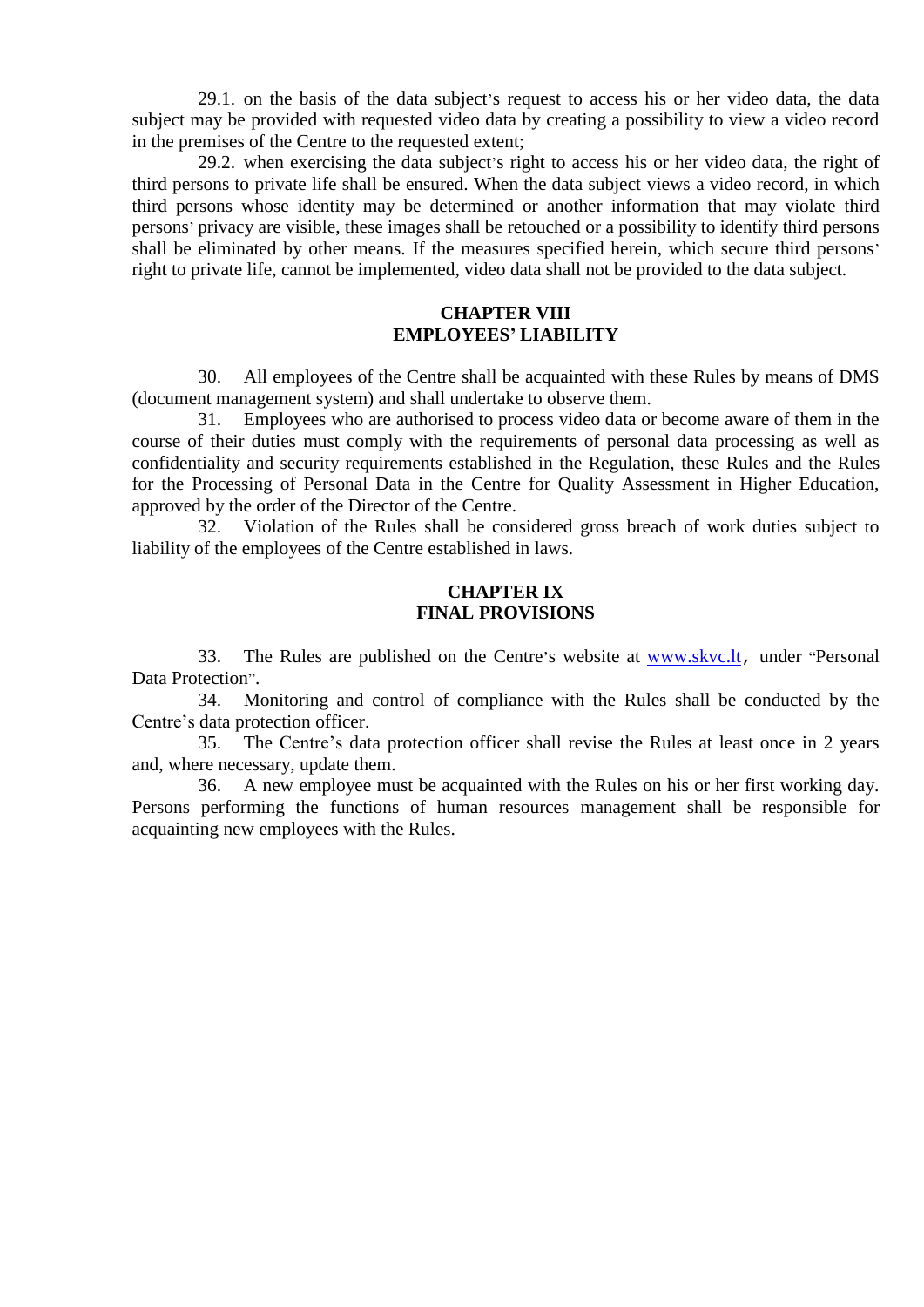29.1. on the basis of the data subject's request to access his or her video data, the data subject may be provided with requested video data by creating a possibility to view a video record in the premises of the Centre to the requested extent;

29.2. when exercising the data subject's right to access his or her video data, the right of third persons to private life shall be ensured. When the data subject views a video record, in which third persons whose identity may be determined or another information that may violate third persons' privacy are visible, these images shall be retouched or a possibility to identify third persons shall be eliminated by other means. If the measures specified herein, which secure third persons' right to private life, cannot be implemented, video data shall not be provided to the data subject.

## CHAPTER VIII
## EMPLOYEES' LIABILITY

30. All employees of the Centre shall be acquainted with these Rules by means of DMS (document management system) and shall undertake to observe them.

31. Employees who are authorised to process video data or become aware of them in the course of their duties must comply with the requirements of personal data processing as well as confidentiality and security requirements established in the Regulation, these Rules and the Rules for the Processing of Personal Data in the Centre for Quality Assessment in Higher Education, approved by the order of the Director of the Centre.

32. Violation of the Rules shall be considered gross breach of work duties subject to liability of the employees of the Centre established in laws.

## CHAPTER IX
## FINAL PROVISIONS

33. The Rules are published on the Centre's website at [www.skvc.lt](http://www.skvc.lt), under "Personal Data Protection".

34. Monitoring and control of compliance with the Rules shall be conducted by the Centre's data protection officer.

35. The Centre's data protection officer shall revise the Rules at least once in 2 years and, where necessary, update them.

36. A new employee must be acquainted with the Rules on his or her first working day. Persons performing the functions of human resources management shall be responsible for acquainting new employees with the Rules.